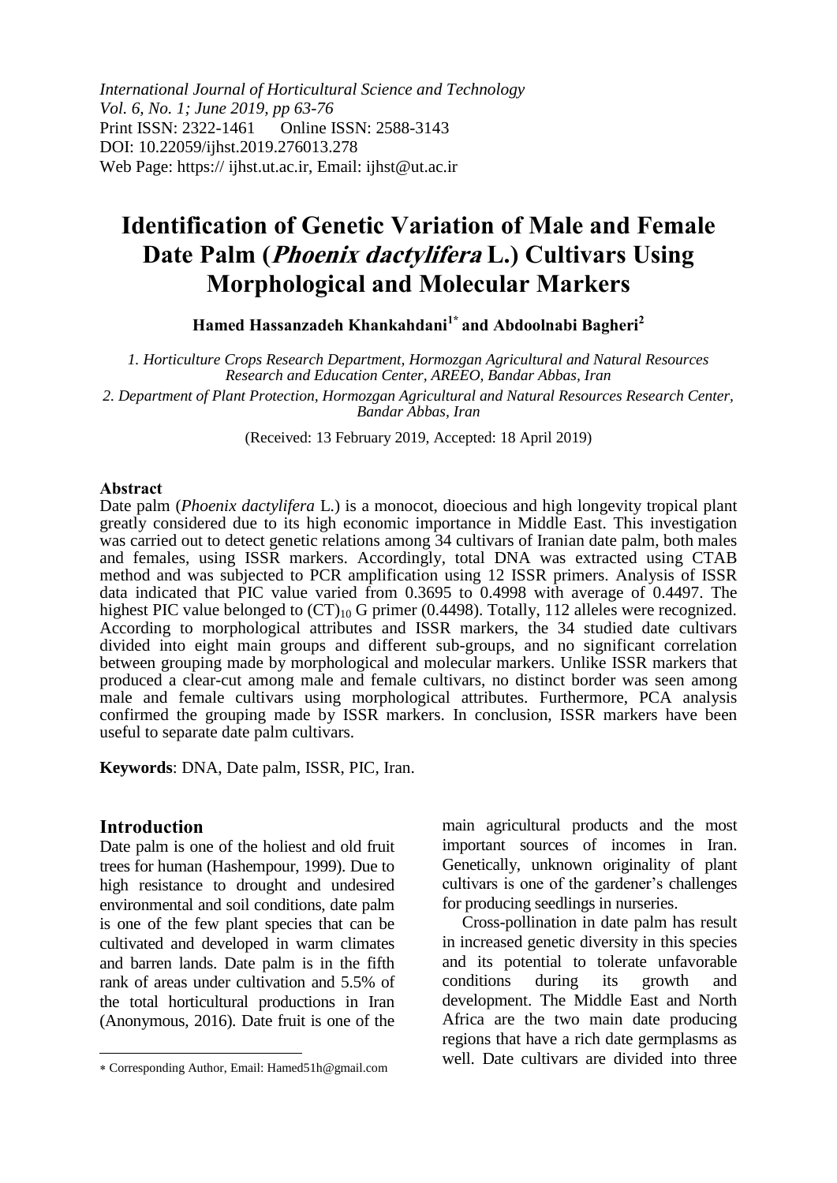*International Journal of Horticultural Science and Technology*
*Vol. 6, No. 1; June 2019, pp 63-76*
Print ISSN: 2322-1461 Online ISSN: 2588-3143
DOI: 10.22059/ijhst.2019.276013.278
Web Page: https:// ijhst.ut.ac.ir, Email: ijhst@ut.ac.ir

# Identification of Genetic Variation of Male and Female Date Palm (*Phoenix dactylifera* L.) Cultivars Using Morphological and Molecular Markers

**Hamed Hassanzadeh Khankahdani[1*] and Abdoolnabi Bagheri[2]**

*1. Horticulture Crops Research Department, Hormozgan Agricultural and Natural Resources Research and Education Center, AREEO, Bandar Abbas, Iran*

*2. Department of Plant Protection, Hormozgan Agricultural and Natural Resources Research Center, Bandar Abbas, Iran*

(Received: 13 February 2019, Accepted: 18 April 2019)

## Abstract

Date palm (*Phoenix dactylifera* L.) is a monocot, dioecious and high longevity tropical plant greatly considered due to its high economic importance in Middle East. This investigation was carried out to detect genetic relations among 34 cultivars of Iranian date palm, both males and females, using ISSR markers. Accordingly, total DNA was extracted using CTAB method and was subjected to PCR amplification using 12 ISSR primers. Analysis of ISSR data indicated that PIC value varied from 0.3695 to 0.4998 with average of 0.4497. The highest PIC value belonged to $(CT)_{10}$ G primer (0.4498). Totally, 112 alleles were recognized. According to morphological attributes and ISSR markers, the 34 studied date cultivars divided into eight main groups and different sub-groups, and no significant correlation between grouping made by morphological and molecular markers. Unlike ISSR markers that produced a clear-cut among male and female cultivars, no distinct border was seen among male and female cultivars using morphological attributes. Furthermore, PCA analysis confirmed the grouping made by ISSR markers. In conclusion, ISSR markers have been useful to separate date palm cultivars.

**Keywords**: DNA, Date palm, ISSR, PIC, Iran.

## Introduction

Date palm is one of the holiest and old fruit trees for human (Hashempour, 1999). Due to high resistance to drought and undesired environmental and soil conditions, date palm is one of the few plant species that can be cultivated and developed in warm climates and barren lands. Date palm is in the fifth rank of areas under cultivation and 5.5% of the total horticultural productions in Iran (Anonymous, 2016). Date fruit is one of the main agricultural products and the most important sources of incomes in Iran. Genetically, unknown originality of plant cultivars is one of the gardener's challenges for producing seedlings in nurseries.

Cross-pollination in date palm has result in increased genetic diversity in this species and its potential to tolerate unfavorable conditions during its growth and development. The Middle East and North Africa are the two main date producing regions that have a rich date germplasms as well. Date cultivars are divided into three

* Corresponding Author, Email: Hamed51h@gmail.com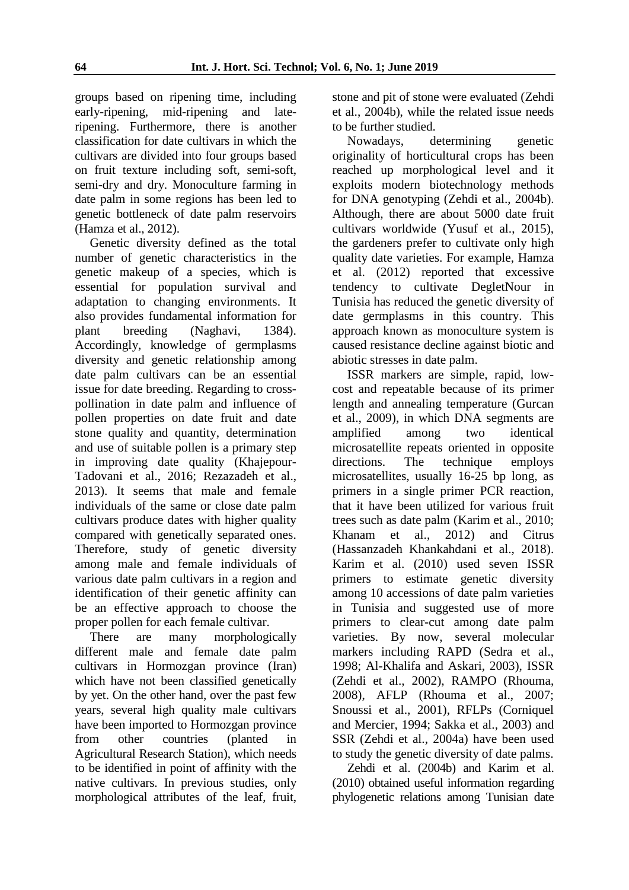groups based on ripening time, including early-ripening, mid-ripening and late-ripening. Furthermore, there is another classification for date cultivars in which the cultivars are divided into four groups based on fruit texture including soft, semi-soft, semi-dry and dry. Monoculture farming in date palm in some regions has been led to genetic bottleneck of date palm reservoirs (Hamza et al., 2012).

Genetic diversity defined as the total number of genetic characteristics in the genetic makeup of a species, which is essential for population survival and adaptation to changing environments. It also provides fundamental information for plant breeding (Naghavi, 1384). Accordingly, knowledge of germplasms diversity and genetic relationship among date palm cultivars can be an essential issue for date breeding. Regarding to cross-pollination in date palm and influence of pollen properties on date fruit and date stone quality and quantity, determination and use of suitable pollen is a primary step in improving date quality (Khajepour-Tadovani et al., 2016; Rezazadeh et al., 2013). It seems that male and female individuals of the same or close date palm cultivars produce dates with higher quality compared with genetically separated ones. Therefore, study of genetic diversity among male and female individuals of various date palm cultivars in a region and identification of their genetic affinity can be an effective approach to choose the proper pollen for each female cultivar.

There are many morphologically different male and female date palm cultivars in Hormozgan province (Iran) which have not been classified genetically by yet. On the other hand, over the past few years, several high quality male cultivars have been imported to Hormozgan province from other countries (planted in Agricultural Research Station), which needs to be identified in point of affinity with the native cultivars. In previous studies, only morphological attributes of the leaf, fruit, stone and pit of stone were evaluated (Zehdi et al., 2004b), while the related issue needs to be further studied.

Nowadays, determining genetic originality of horticultural crops has been reached up morphological level and it exploits modern biotechnology methods for DNA genotyping (Zehdi et al., 2004b). Although, there are about 5000 date fruit cultivars worldwide (Yusuf et al., 2015), the gardeners prefer to cultivate only high quality date varieties. For example, Hamza et al. (2012) reported that excessive tendency to cultivate DegletNour in Tunisia has reduced the genetic diversity of date germplasms in this country. This approach known as monoculture system is caused resistance decline against biotic and abiotic stresses in date palm.

ISSR markers are simple, rapid, low-cost and repeatable because of its primer length and annealing temperature (Gurcan et al., 2009), in which DNA segments are amplified among two identical microsatellite repeats oriented in opposite directions. The technique employs microsatellites, usually 16-25 bp long, as primers in a single primer PCR reaction, that it have been utilized for various fruit trees such as date palm (Karim et al., 2010; Khanam et al., 2012) and Citrus (Hassanzadeh Khankahdani et al., 2018). Karim et al. (2010) used seven ISSR primers to estimate genetic diversity among 10 accessions of date palm varieties in Tunisia and suggested use of more primers to clear-cut among date palm varieties. By now, several molecular markers including RAPD (Sedra et al., 1998; Al-Khalifa and Askari, 2003), ISSR (Zehdi et al., 2002), RAMPO (Rhouma, 2008), AFLP (Rhouma et al., 2007; Snoussi et al., 2001), RFLPs (Corniquel and Mercier, 1994; Sakka et al., 2003) and SSR (Zehdi et al., 2004a) have been used to study the genetic diversity of date palms.

Zehdi et al. (2004b) and Karim et al. (2010) obtained useful information regarding phylogenetic relations among Tunisian date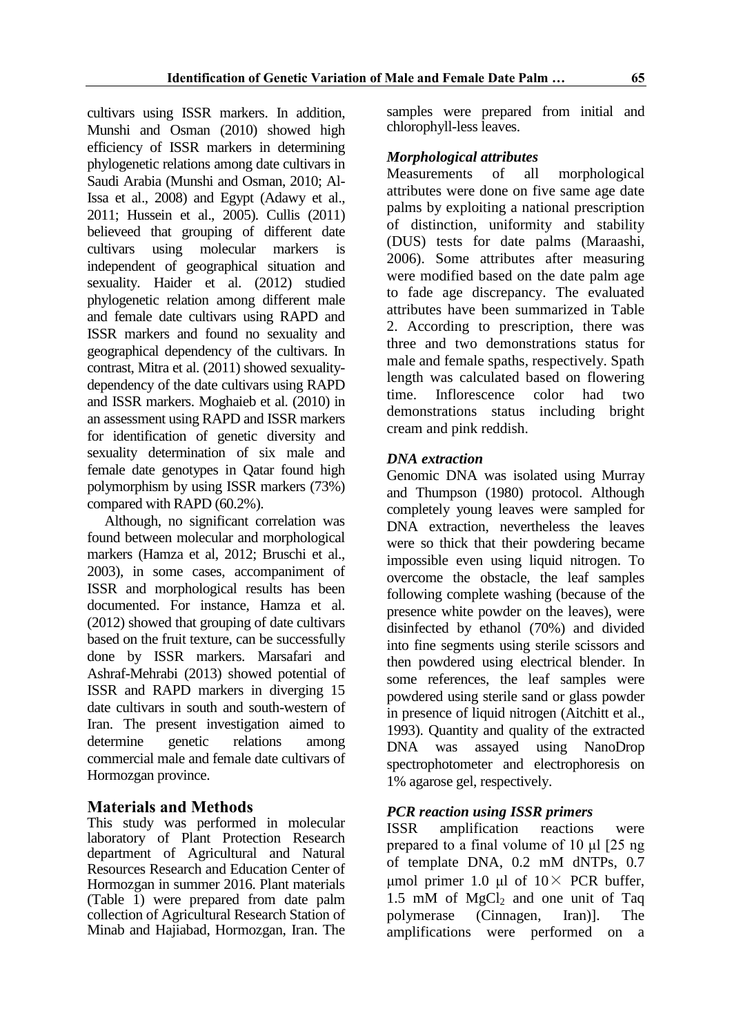cultivars using ISSR markers. In addition, Munshi and Osman (2010) showed high efficiency of ISSR markers in determining phylogenetic relations among date cultivars in Saudi Arabia (Munshi and Osman, 2010; Al-Issa et al., 2008) and Egypt (Adawy et al., 2011; Hussein et al., 2005). Cullis (2011) believeed that grouping of different date cultivars using molecular markers is independent of geographical situation and sexuality. Haider et al. (2012) studied phylogenetic relation among different male and female date cultivars using RAPD and ISSR markers and found no sexuality and geographical dependency of the cultivars. In contrast, Mitra et al. (2011) showed sexuality-dependency of the date cultivars using RAPD and ISSR markers. Moghaieb et al. (2010) in an assessment using RAPD and ISSR markers for identification of genetic diversity and sexuality determination of six male and female date genotypes in Qatar found high polymorphism by using ISSR markers (73%) compared with RAPD (60.2%).

Although, no significant correlation was found between molecular and morphological markers (Hamza et al, 2012; Bruschi et al., 2003), in some cases, accompaniment of ISSR and morphological results has been documented. For instance, Hamza et al. (2012) showed that grouping of date cultivars based on the fruit texture, can be successfully done by ISSR markers. Marsafari and Ashraf-Mehrabi (2013) showed potential of ISSR and RAPD markers in diverging 15 date cultivars in south and south-western of Iran. The present investigation aimed to determine genetic relations among commercial male and female date cultivars of Hormozgan province.

## Materials and Methods

This study was performed in molecular laboratory of Plant Protection Research department of Agricultural and Natural Resources Research and Education Center of Hormozgan in summer 2016. Plant materials (Table 1) were prepared from date palm collection of Agricultural Research Station of Minab and Hajiabad, Hormozgan, Iran. The samples were prepared from initial and chlorophyll-less leaves.

### *Morphological attributes*

Measurements of all morphological attributes were done on five same age date palms by exploiting a national prescription of distinction, uniformity and stability (DUS) tests for date palms (Maraashi, 2006). Some attributes after measuring were modified based on the date palm age to fade age discrepancy. The evaluated attributes have been summarized in Table 2. According to prescription, there was three and two demonstrations status for male and female spaths, respectively. Spath length was calculated based on flowering time. Inflorescence color had two demonstrations status including bright cream and pink reddish.

### *DNA extraction*

Genomic DNA was isolated using Murray and Thumpson (1980) protocol. Although completely young leaves were sampled for DNA extraction, nevertheless the leaves were so thick that their powdering became impossible even using liquid nitrogen. To overcome the obstacle, the leaf samples following complete washing (because of the presence white powder on the leaves), were disinfected by ethanol (70%) and divided into fine segments using sterile scissors and then powdered using electrical blender. In some references, the leaf samples were powdered using sterile sand or glass powder in presence of liquid nitrogen (Aitchitt et al., 1993). Quantity and quality of the extracted DNA was assayed using NanoDrop spectrophotometer and electrophoresis on 1% agarose gel, respectively.

### *PCR reaction using ISSR primers*

ISSR amplification reactions were prepared to a final volume of 10 μl [25 ng of template DNA, 0.2 mM dNTPs, 0.7 μmol primer 1.0 μl of 10× PCR buffer, 1.5 mM of $MgCl_2$ and one unit of Taq polymerase (Cinnagen, Iran)]. The amplifications were performed on a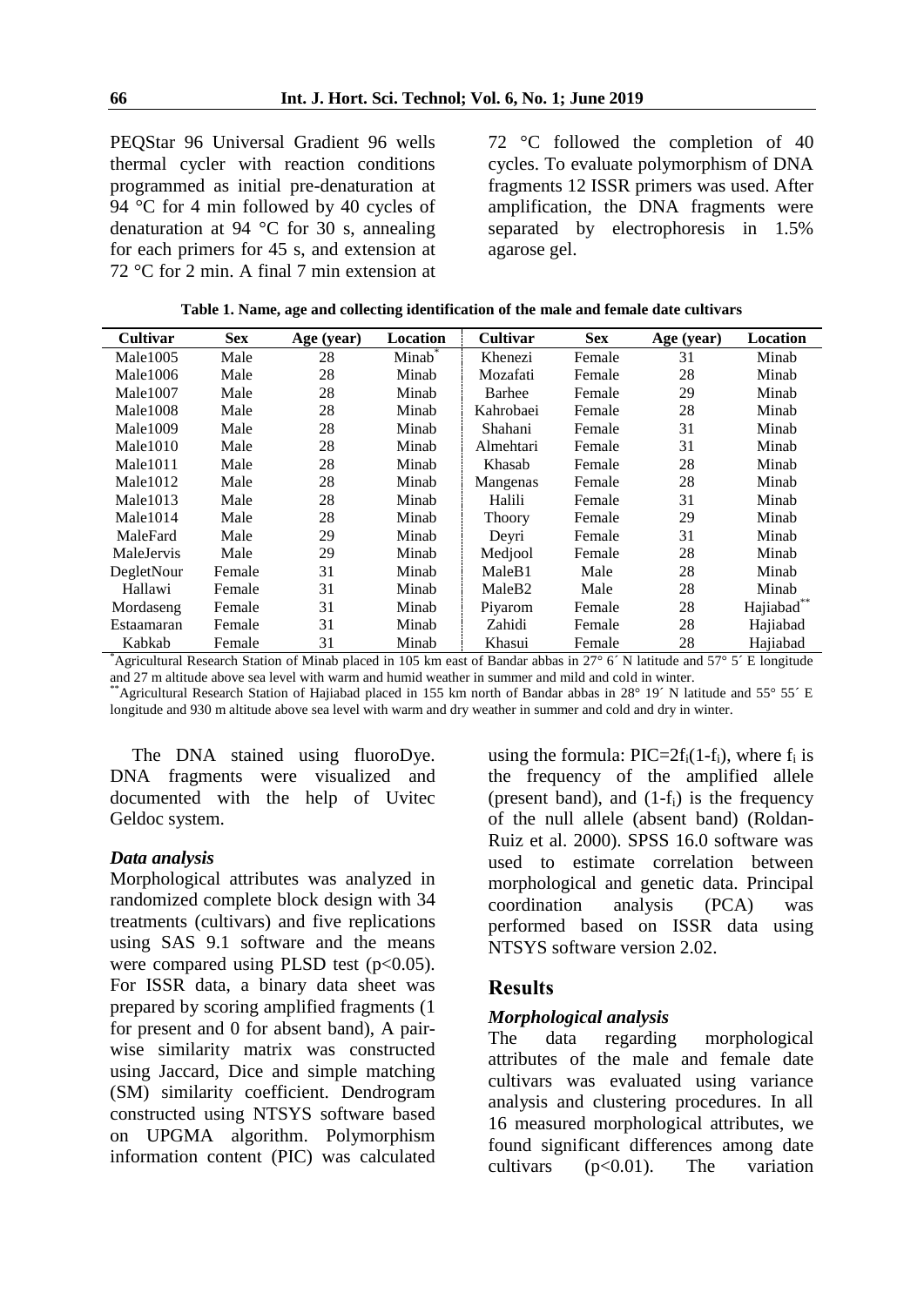PEQStar 96 Universal Gradient 96 wells thermal cycler with reaction conditions programmed as initial pre-denaturation at 94 °C for 4 min followed by 40 cycles of denaturation at 94 °C for 30 s, annealing for each primers for 45 s, and extension at 72 °C for 2 min. A final 7 min extension at 72 °C followed the completion of 40 cycles. To evaluate polymorphism of DNA fragments 12 ISSR primers was used. After amplification, the DNA fragments were separated by electrophoresis in 1.5% agarose gel.

**Table 1. Name, age and collecting identification of the male and female date cultivars**

| Cultivar | Sex | Age (year) | Location | Cultivar | Sex | Age (year) | Location |
|---|---|---|---|---|---|---|---|
| Male1005 | Male | 28 | Minab* | Khenezi | Female | 31 | Minab |
| Male1006 | Male | 28 | Minab | Mozafati | Female | 28 | Minab |
| Male1007 | Male | 28 | Minab | Barhee | Female | 29 | Minab |
| Male1008 | Male | 28 | Minab | Kahrobaei | Female | 28 | Minab |
| Male1009 | Male | 28 | Minab | Shahani | Female | 31 | Minab |
| Male1010 | Male | 28 | Minab | Almehtari | Female | 31 | Minab |
| Male1011 | Male | 28 | Minab | Khasab | Female | 28 | Minab |
| Male1012 | Male | 28 | Minab | Mangenas | Female | 28 | Minab |
| Male1013 | Male | 28 | Minab | Halili | Female | 31 | Minab |
| Male1014 | Male | 28 | Minab | Thoory | Female | 29 | Minab |
| MaleFard | Male | 29 | Minab | Deyri | Female | 31 | Minab |
| MaleJervis | Male | 29 | Minab | Medjool | Female | 28 | Minab |
| DegletNour | Female | 31 | Minab | MaleB1 | Male | 28 | Minab |
| Hallawi | Female | 31 | Minab | MaleB2 | Male | 28 | Minab |
| Mordaseng | Female | 31 | Minab | Piyarom | Female | 28 | Hajiabad** |
| Estaamaran | Female | 31 | Minab | Zahidi | Female | 28 | Hajiabad |
| Kabkab | Female | 31 | Minab | Khasui | Female | 28 | Hajiabad |

*Agricultural Research Station of Minab placed in 105 km east of Bandar abbas in 27° 6´ N latitude and 57° 5´ E longitude and 27 m altitude above sea level with warm and humid weather in summer and mild and cold in winter.
**Agricultural Research Station of Hajiabad placed in 155 km north of Bandar abbas in 28° 19´ N latitude and 55° 55´ E longitude and 930 m altitude above sea level with warm and dry weather in summer and cold and dry in winter.

The DNA stained using fluoroDye. DNA fragments were visualized and documented with the help of Uvitec Geldoc system.

### *Data analysis*

Morphological attributes was analyzed in randomized complete block design with 34 treatments (cultivars) and five replications using SAS 9.1 software and the means were compared using PLSD test ($p<0.05$). For ISSR data, a binary data sheet was prepared by scoring amplified fragments (1 for present and 0 for absent band), A pair-wise similarity matrix was constructed using Jaccard, Dice and simple matching (SM) similarity coefficient. Dendrogram constructed using NTSYS software based on UPGMA algorithm. Polymorphism information content (PIC) was calculated using the formula: $PIC=2f_i(1-f_i)$, where $f_i$ is the frequency of the amplified allele (present band), and $(1-f_i)$ is the frequency of the null allele (absent band) (Roldan-Ruiz et al. 2000). SPSS 16.0 software was used to estimate correlation between morphological and genetic data. Principal coordination analysis (PCA) was performed based on ISSR data using NTSYS software version 2.02.

## Results

### *Morphological analysis*

The data regarding morphological attributes of the male and female date cultivars was evaluated using variance analysis and clustering procedures. In all 16 measured morphological attributes, we found significant differences among date cultivars ($p<0.01$). The variation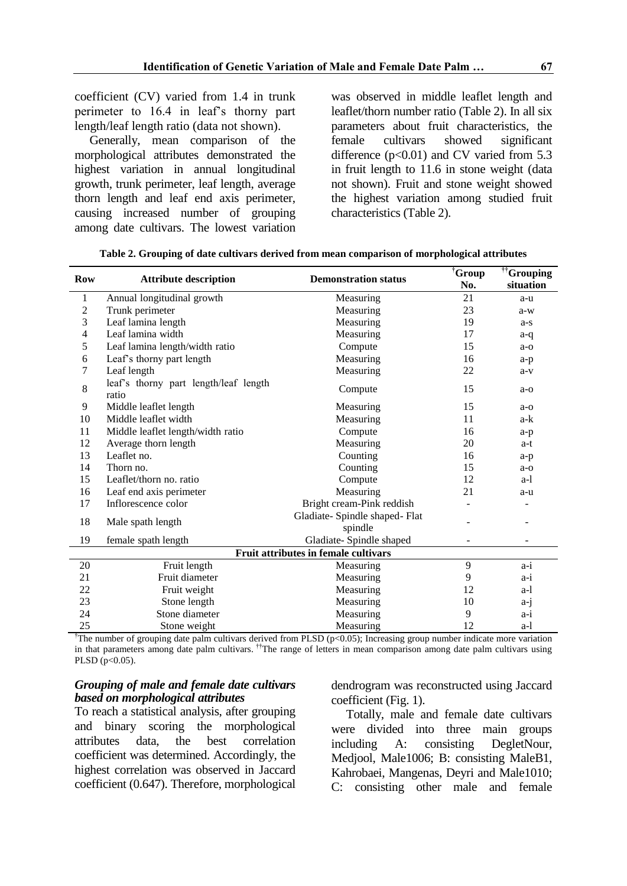coefficient (CV) varied from 1.4 in trunk perimeter to 16.4 in leaf's thorny part length/leaf length ratio (data not shown).

Generally, mean comparison of the morphological attributes demonstrated the highest variation in annual longitudinal growth, trunk perimeter, leaf length, average thorn length and leaf end axis perimeter, causing increased number of grouping among date cultivars. The lowest variation was observed in middle leaflet length and leaflet/thorn number ratio (Table 2). In all six parameters about fruit characteristics, the female cultivars showed significant difference ($p<0.01$) and CV varied from 5.3 in fruit length to 11.6 in stone weight (data not shown). Fruit and stone weight showed the highest variation among studied fruit characteristics (Table 2).

**Table 2. Grouping of date cultivars derived from mean comparison of morphological attributes**

| Row | Attribute description | Demonstration status | [†]Group No. | [††]Grouping situation |
|---|---|---|---|---|
| 1 | Annual longitudinal growth | Measuring | 21 | a-u |
| 2 | Trunk perimeter | Measuring | 23 | a-w |
| 3 | Leaf lamina length | Measuring | 19 | a-s |
| 4 | Leaf lamina width | Measuring | 17 | a-q |
| 5 | Leaf lamina length/width ratio | Compute | 15 | a-o |
| 6 | Leaf's thorny part length | Measuring | 16 | a-p |
| 7 | Leaf length | Measuring | 22 | a-v |
| 8 | leaf's thorny part length/leaf length ratio | Compute | 15 | a-o |
| 9 | Middle leaflet length | Measuring | 15 | a-o |
| 10 | Middle leaflet width | Measuring | 11 | a-k |
| 11 | Middle leaflet length/width ratio | Compute | 16 | a-p |
| 12 | Average thorn length | Measuring | 20 | a-t |
| 13 | Leaflet no. | Counting | 16 | a-p |
| 14 | Thorn no. | Counting | 15 | a-o |
| 15 | Leaflet/thorn no. ratio | Compute | 12 | a-l |
| 16 | Leaf end axis perimeter | Measuring | 21 | a-u |
| 17 | Inflorescence color | Bright cream-Pink reddish | - | - |
| 18 | Male spath length | Gladiate- Spindle shaped- Flat spindle | - | - |
| 19 | female spath length | Gladiate- Spindle shaped | - | - |
| | | **Fruit attributes in female cultivars** | | |
| 20 | Fruit length | Measuring | 9 | a-i |
| 21 | Fruit diameter | Measuring | 9 | a-i |
| 22 | Fruit weight | Measuring | 12 | a-l |
| 23 | Stone length | Measuring | 10 | a-j |
| 24 | Stone diameter | Measuring | 9 | a-i |
| 25 | Stone weight | Measuring | 12 | a-l |

[†]The number of grouping date palm cultivars derived from PLSD ($p<0.05$); Increasing group number indicate more variation in that parameters among date palm cultivars. [††]The range of letters in mean comparison among date palm cultivars using PLSD ($p<0.05$).

### *Grouping of male and female date cultivars based on morphological attributes*

To reach a statistical analysis, after grouping and binary scoring the morphological attributes data, the best correlation coefficient was determined. Accordingly, the highest correlation was observed in Jaccard coefficient (0.647). Therefore, morphological dendrogram was reconstructed using Jaccard coefficient (Fig. 1).

Totally, male and female date cultivars were divided into three main groups including A: consisting DegletNour, Medjool, Male1006; B: consisting MaleB1, Kahrobaei, Mangenas, Deyri and Male1010; C: consisting other male and female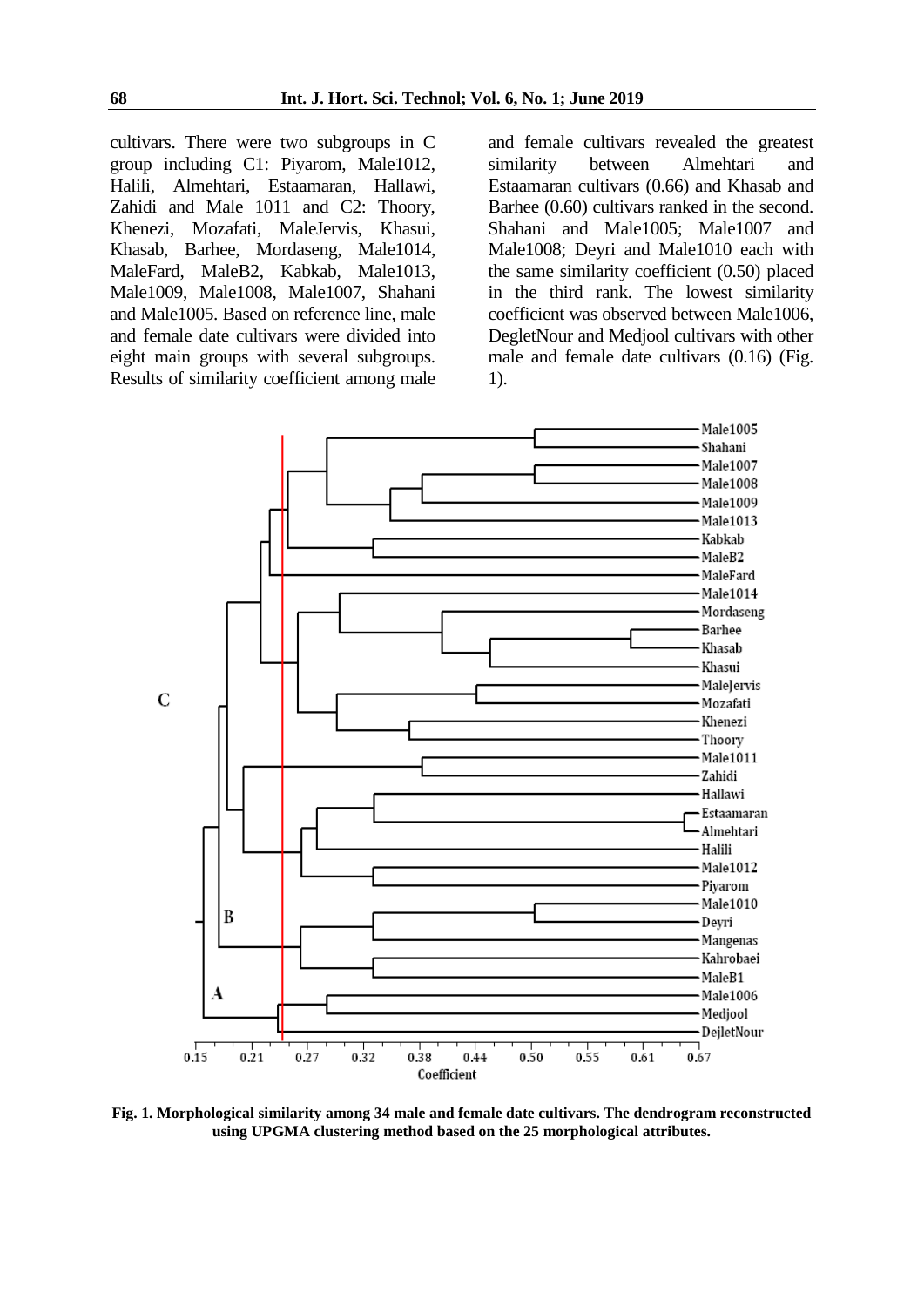cultivars. There were two subgroups in C group including C1: Piyarom, Male1012, Halili, Almehtari, Estaamaran, Hallawi, Zahidi and Male 1011 and C2: Thoory, Khenezi, Mozafati, MaleJervis, Khasui, Khasab, Barhee, Mordaseng, Male1014, MaleFard, MaleB2, Kabkab, Male1013, Male1009, Male1008, Male1007, Shahani and Male1005. Based on reference line, male and female date cultivars were divided into eight main groups with several subgroups. Results of similarity coefficient among male and female cultivars revealed the greatest similarity between Almehtari and Estaamaran cultivars (0.66) and Khasab and Barhee (0.60) cultivars ranked in the second. Shahani and Male1005; Male1007 and Male1008; Deyri and Male1010 each with the same similarity coefficient (0.50) placed in the third rank. The lowest similarity coefficient was observed between Male1006, DegletNour and Medjool cultivars with other male and female date cultivars (0.16) (Fig. 1).

**Fig. 1. Morphological similarity among 34 male and female date cultivars. The dendrogram reconstructed using UPGMA clustering method based on the 25 morphological attributes.**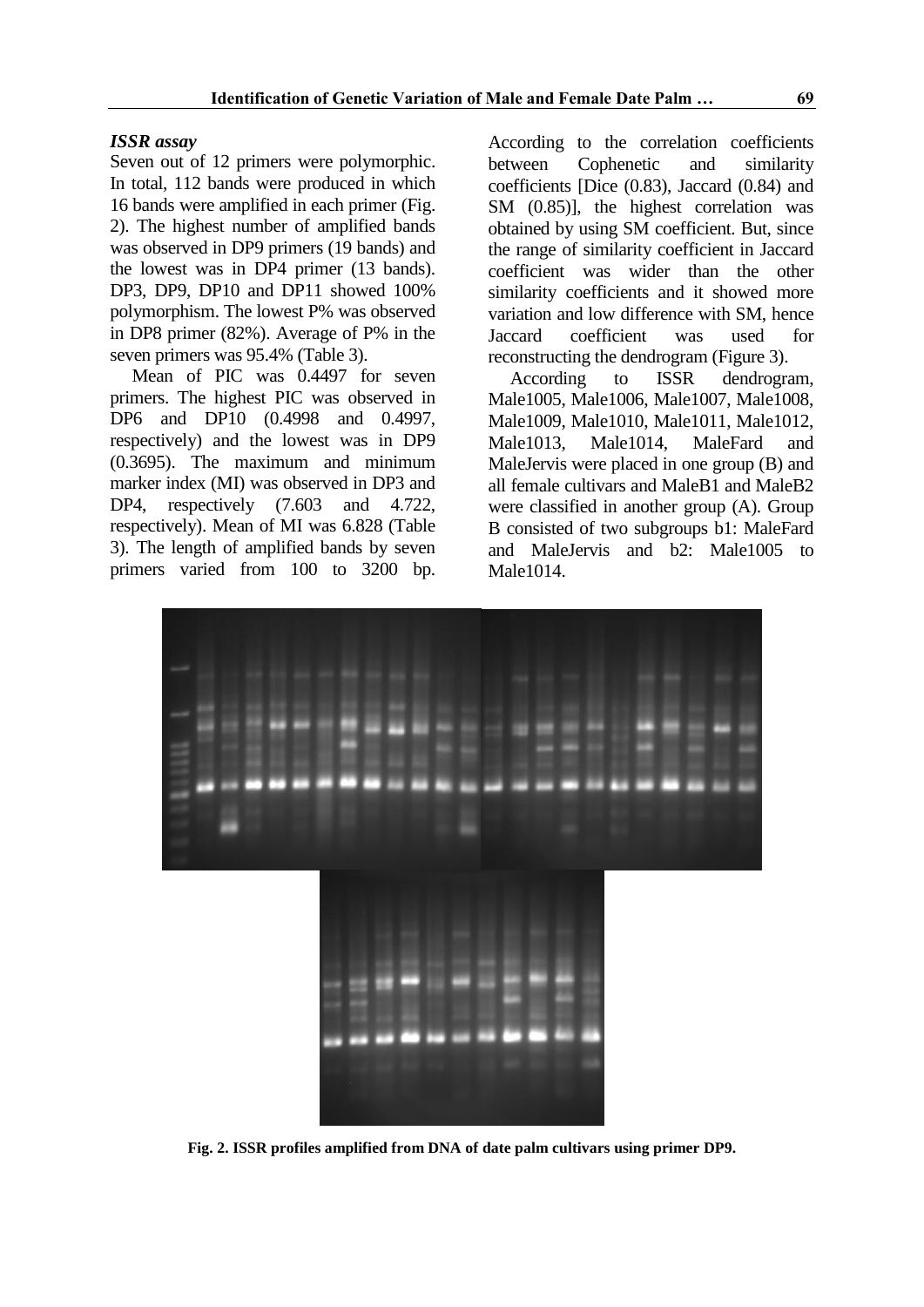### *ISSR assay*

Seven out of 12 primers were polymorphic. In total, 112 bands were produced in which 16 bands were amplified in each primer (Fig. 2). The highest number of amplified bands was observed in DP9 primers (19 bands) and the lowest was in DP4 primer (13 bands). DP3, DP9, DP10 and DP11 showed 100% polymorphism. The lowest P% was observed in DP8 primer (82%). Average of P% in the seven primers was 95.4% (Table 3).

Mean of PIC was 0.4497 for seven primers. The highest PIC was observed in DP6 and DP10 (0.4998 and 0.4997, respectively) and the lowest was in DP9 (0.3695). The maximum and minimum marker index (MI) was observed in DP3 and DP4, respectively (7.603 and 4.722, respectively). Mean of MI was 6.828 (Table 3). The length of amplified bands by seven primers varied from 100 to 3200 bp. According to the correlation coefficients between Cophenetic and similarity coefficients [Dice (0.83), Jaccard (0.84) and SM (0.85)], the highest correlation was obtained by using SM coefficient. But, since the range of similarity coefficient in Jaccard coefficient was wider than the other similarity coefficients and it showed more variation and low difference with SM, hence Jaccard coefficient was used for reconstructing the dendrogram (Figure 3).

According to ISSR dendrogram, Male1005, Male1006, Male1007, Male1008, Male1009, Male1010, Male1011, Male1012, Male1013, Male1014, MaleFard and MaleJervis were placed in one group (B) and all female cultivars and MaleB1 and MaleB2 were classified in another group (A). Group B consisted of two subgroups b1: MaleFard and MaleJervis and b2: Male1005 to Male1014.

**Fig. 2. ISSR profiles amplified from DNA of date palm cultivars using primer DP9.**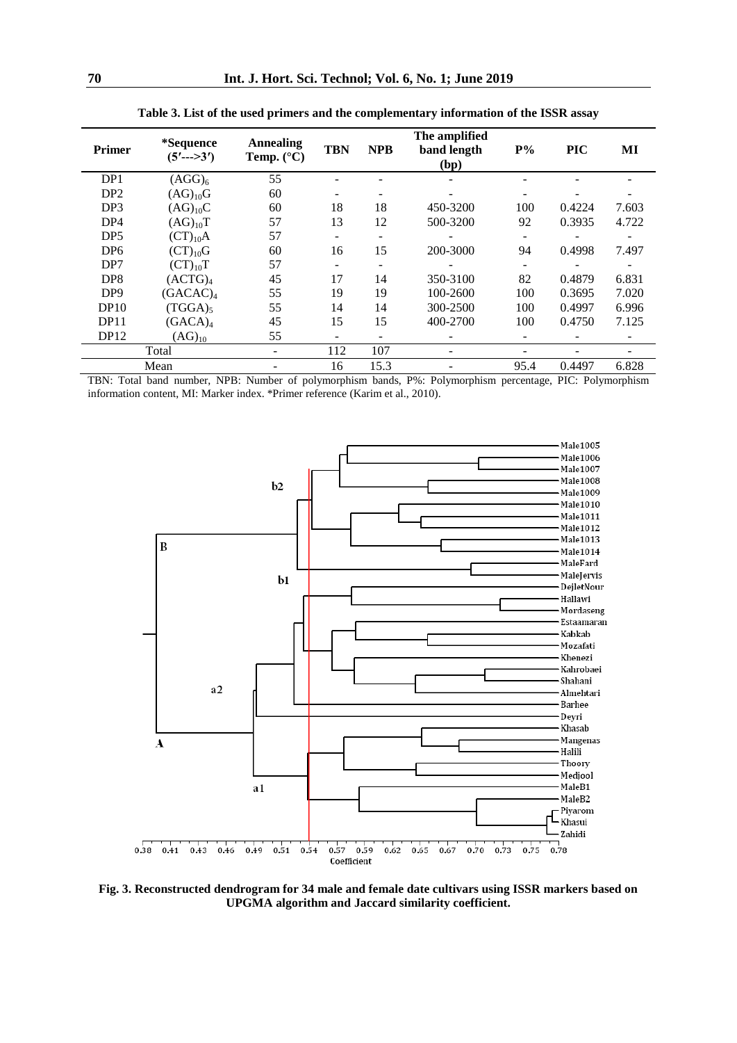**Table 3.** List of the used primers and the complementary information of the ISSR assay

| Primer | *Sequence (5′--->3′) | Annealing Temp. (°C) | TBN | NPB | The amplified band length (bp) | P% | PIC | MI |
|---|---|---|---|---|---|---|---|---|
| DP1 | $(AGG)_6$ | 55 | - | - | - | - | - | - |
| DP2 | $(AG)_{10}G$ | 60 | - | - | - | - | - | - |
| DP3 | $(AG)_{10}C$ | 60 | 18 | 18 | 450-3200 | 100 | 0.4224 | 7.603 |
| DP4 | $(AG)_{10}T$ | 57 | 13 | 12 | 500-3200 | 92 | 0.3935 | 4.722 |
| DP5 | $(CT)_{10}A$ | 57 | - | - | - | - | - | - |
| DP6 | $(CT)_{10}G$ | 60 | 16 | 15 | 200-3000 | 94 | 0.4998 | 7.497 |
| DP7 | $(CT)_{10}T$ | 57 | - | - | - | - | - | - |
| DP8 | $(ACTG)_4$ | 45 | 17 | 14 | 350-3100 | 82 | 0.4879 | 6.831 |
| DP9 | $(GACAC)_4$ | 55 | 19 | 19 | 100-2600 | 100 | 0.3695 | 7.020 |
| DP10 | $(TGGA)_5$ | 55 | 14 | 14 | 300-2500 | 100 | 0.4997 | 6.996 |
| DP11 | $(GACA)_4$ | 45 | 15 | 15 | 400-2700 | 100 | 0.4750 | 7.125 |
| DP12 | $(AG)_{10}$ | 55 | - | - | - | - | - | - |
| Total | | - | 112 | 107 | - | - | - | - |
| Mean | | - | 16 | 15.3 | - | 95.4 | 0.4497 | 6.828 |

TBN: Total band number, NPB: Number of polymorphism bands, P%: Polymorphism percentage, PIC: Polymorphism information content, MI: Marker index. *Primer reference (Karim et al., 2010).

**Fig. 3.** Reconstructed dendrogram for 34 male and female date cultivars using ISSR markers based on UPGMA algorithm and Jaccard similarity coefficient.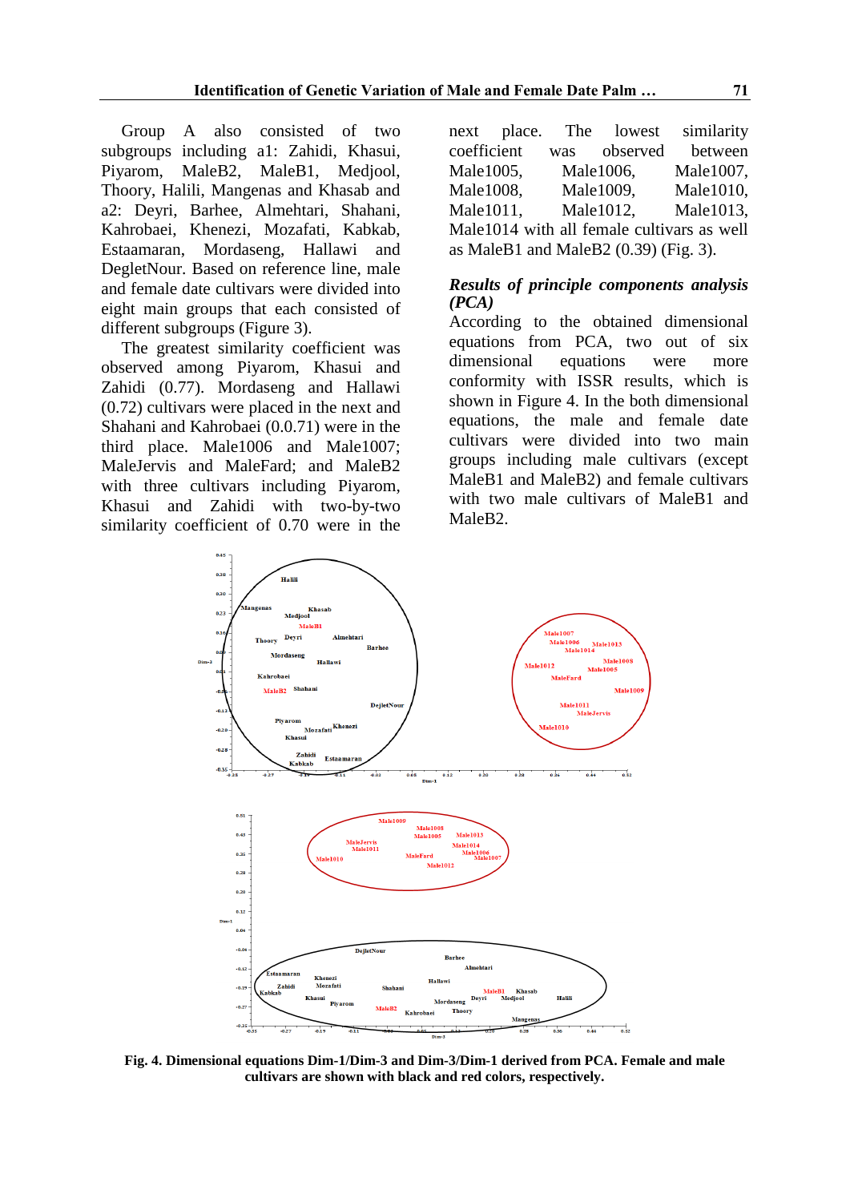Group A also consisted of two subgroups including a1: Zahidi, Khasui, Piyarom, MaleB2, MaleB1, Medjool, Thoory, Halili, Mangenas and Khasab and a2: Deyri, Barhee, Almehtari, Shahani, Kahrobaei, Khenezi, Mozafati, Kabkab, Estaamaran, Mordaseng, Hallawi and DegletNour. Based on reference line, male and female date cultivars were divided into eight main groups that each consisted of different subgroups (Figure 3).

The greatest similarity coefficient was observed among Piyarom, Khasui and Zahidi (0.77). Mordaseng and Hallawi (0.72) cultivars were placed in the next and Shahani and Kahrobaei (0.0.71) were in the third place. Male1006 and Male1007; MaleJervis and MaleFard; and MaleB2 with three cultivars including Piyarom, Khasui and Zahidi with two-by-two similarity coefficient of 0.70 were in the next place. The lowest similarity coefficient was observed between Male1005, Male1006, Male1007, Male1008, Male1009, Male1010, Male1011, Male1012, Male1013, Male1014 with all female cultivars as well as MaleB1 and MaleB2 (0.39) (Fig. 3).

### *Results of principle components analysis (PCA)*

According to the obtained dimensional equations from PCA, two out of six dimensional equations were more conformity with ISSR results, which is shown in Figure 4. In the both dimensional equations, the male and female date cultivars were divided into two main groups including male cultivars (except MaleB1 and MaleB2) and female cultivars with two male cultivars of MaleB1 and MaleB2.

**Fig. 4. Dimensional equations Dim-1/Dim-3 and Dim-3/Dim-1 derived from PCA. Female and male cultivars are shown with black and red colors, respectively.**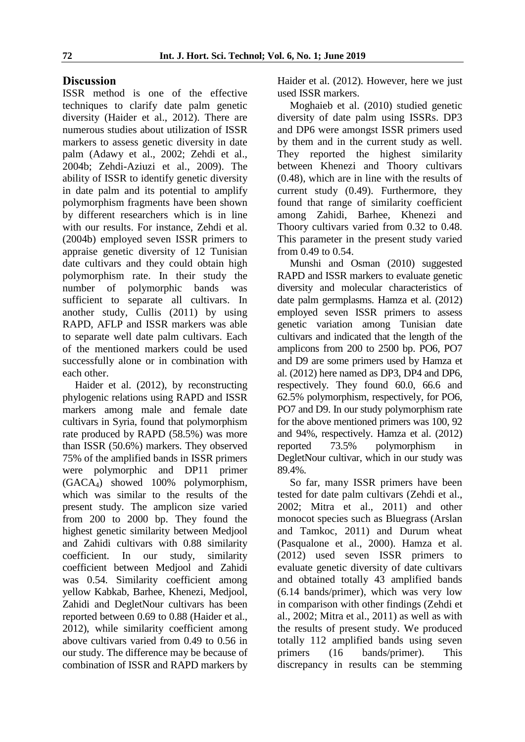## Discussion

ISSR method is one of the effective techniques to clarify date palm genetic diversity (Haider et al., 2012). There are numerous studies about utilization of ISSR markers to assess genetic diversity in date palm (Adawy et al., 2002; Zehdi et al., 2004b; Zehdi-Aziuzi et al., 2009). The ability of ISSR to identify genetic diversity in date palm and its potential to amplify polymorphism fragments have been shown by different researchers which is in line with our results. For instance, Zehdi et al. (2004b) employed seven ISSR primers to appraise genetic diversity of 12 Tunisian date cultivars and they could obtain high polymorphism rate. In their study the number of polymorphic bands was sufficient to separate all cultivars. In another study, Cullis (2011) by using RAPD, AFLP and ISSR markers was able to separate well date palm cultivars. Each of the mentioned markers could be used successfully alone or in combination with each other.

Haider et al. (2012), by reconstructing phylogenic relations using RAPD and ISSR markers among male and female date cultivars in Syria, found that polymorphism rate produced by RAPD (58.5%) was more than ISSR (50.6%) markers. They observed 75% of the amplified bands in ISSR primers were polymorphic and DP11 primer ($GACA_4$) showed 100% polymorphism, which was similar to the results of the present study. The amplicon size varied from 200 to 2000 bp. They found the highest genetic similarity between Medjool and Zahidi cultivars with 0.88 similarity coefficient. In our study, similarity coefficient between Medjool and Zahidi was 0.54. Similarity coefficient among yellow Kabkab, Barhee, Khenezi, Medjool, Zahidi and DegletNour cultivars has been reported between 0.69 to 0.88 (Haider et al., 2012), while similarity coefficient among above cultivars varied from 0.49 to 0.56 in our study. The difference may be because of combination of ISSR and RAPD markers by Haider et al. (2012). However, here we just used ISSR markers.

Moghaieb et al. (2010) studied genetic diversity of date palm using ISSRs. DP3 and DP6 were amongst ISSR primers used by them and in the current study as well. They reported the highest similarity between Khenezi and Thoory cultivars (0.48), which are in line with the results of current study (0.49). Furthermore, they found that range of similarity coefficient among Zahidi, Barhee, Khenezi and Thoory cultivars varied from 0.32 to 0.48. This parameter in the present study varied from 0.49 to 0.54.

Munshi and Osman (2010) suggested RAPD and ISSR markers to evaluate genetic diversity and molecular characteristics of date palm germplasms. Hamza et al. (2012) employed seven ISSR primers to assess genetic variation among Tunisian date cultivars and indicated that the length of the amplicons from 200 to 2500 bp. PO6, PO7 and D9 are some primers used by Hamza et al. (2012) here named as DP3, DP4 and DP6, respectively. They found 60.0, 66.6 and 62.5% polymorphism, respectively, for PO6, PO7 and D9. In our study polymorphism rate for the above mentioned primers was 100, 92 and 94%, respectively. Hamza et al. (2012) reported 73.5% polymorphism in DegletNour cultivar, which in our study was 89.4%.

So far, many ISSR primers have been tested for date palm cultivars (Zehdi et al., 2002; Mitra et al., 2011) and other monocot species such as Bluegrass (Arslan and Tamkoc, 2011) and Durum wheat (Pasqualone et al., 2000). Hamza et al. (2012) used seven ISSR primers to evaluate genetic diversity of date cultivars and obtained totally 43 amplified bands (6.14 bands/primer), which was very low in comparison with other findings (Zehdi et al., 2002; Mitra et al., 2011) as well as with the results of present study. We produced totally 112 amplified bands using seven primers (16 bands/primer). This discrepancy in results can be stemming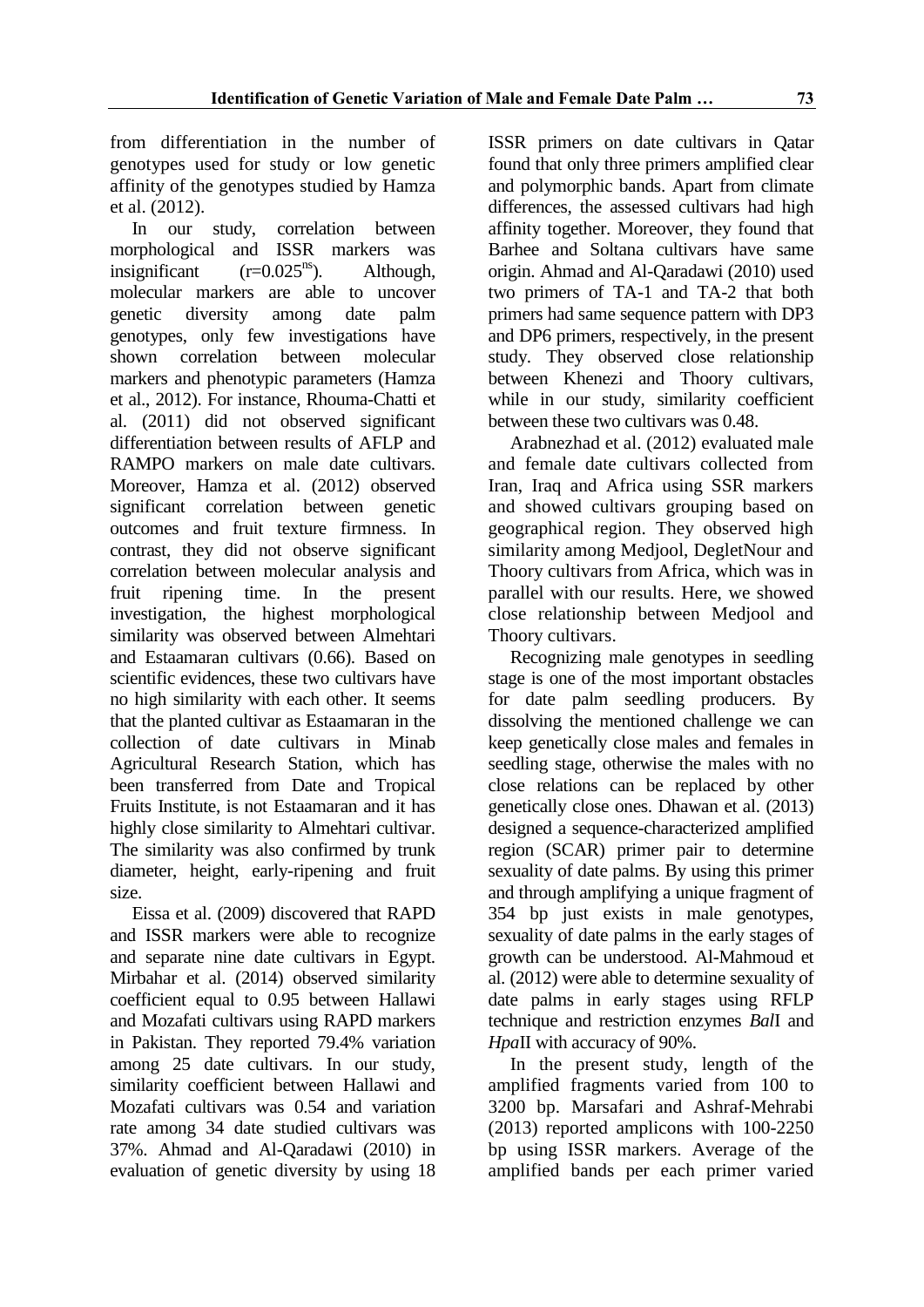from differentiation in the number of genotypes used for study or low genetic affinity of the genotypes studied by Hamza et al. (2012).

In our study, correlation between morphological and ISSR markers was insignificant ($r=0.025^{ns}$). Although, molecular markers are able to uncover genetic diversity among date palm genotypes, only few investigations have shown correlation between molecular markers and phenotypic parameters (Hamza et al., 2012). For instance, Rhouma-Chatti et al. (2011) did not observed significant differentiation between results of AFLP and RAMPO markers on male date cultivars. Moreover, Hamza et al. (2012) observed significant correlation between genetic outcomes and fruit texture firmness. In contrast, they did not observe significant correlation between molecular analysis and fruit ripening time. In the present investigation, the highest morphological similarity was observed between Almehtari and Estaamaran cultivars (0.66). Based on scientific evidences, these two cultivars have no high similarity with each other. It seems that the planted cultivar as Estaamaran in the collection of date cultivars in Minab Agricultural Research Station, which has been transferred from Date and Tropical Fruits Institute, is not Estaamaran and it has highly close similarity to Almehtari cultivar. The similarity was also confirmed by trunk diameter, height, early-ripening and fruit size.

Eissa et al. (2009) discovered that RAPD and ISSR markers were able to recognize and separate nine date cultivars in Egypt. Mirbahar et al. (2014) observed similarity coefficient equal to 0.95 between Hallawi and Mozafati cultivars using RAPD markers in Pakistan. They reported 79.4% variation among 25 date cultivars. In our study, similarity coefficient between Hallawi and Mozafati cultivars was 0.54 and variation rate among 34 date studied cultivars was 37%. Ahmad and Al-Qaradawi (2010) in evaluation of genetic diversity by using 18 ISSR primers on date cultivars in Qatar found that only three primers amplified clear and polymorphic bands. Apart from climate differences, the assessed cultivars had high affinity together. Moreover, they found that Barhee and Soltana cultivars have same origin. Ahmad and Al-Qaradawi (2010) used two primers of TA-1 and TA-2 that both primers had same sequence pattern with DP3 and DP6 primers, respectively, in the present study. They observed close relationship between Khenezi and Thoory cultivars, while in our study, similarity coefficient between these two cultivars was 0.48.

Arabnezhad et al. (2012) evaluated male and female date cultivars collected from Iran, Iraq and Africa using SSR markers and showed cultivars grouping based on geographical region. They observed high similarity among Medjool, DegletNour and Thoory cultivars from Africa, which was in parallel with our results. Here, we showed close relationship between Medjool and Thoory cultivars.

Recognizing male genotypes in seedling stage is one of the most important obstacles for date palm seedling producers. By dissolving the mentioned challenge we can keep genetically close males and females in seedling stage, otherwise the males with no close relations can be replaced by other genetically close ones. Dhawan et al. (2013) designed a sequence-characterized amplified region (SCAR) primer pair to determine sexuality of date palms. By using this primer and through amplifying a unique fragment of 354 bp just exists in male genotypes, sexuality of date palms in the early stages of growth can be understood. Al-Mahmoud et al. (2012) were able to determine sexuality of date palms in early stages using RFLP technique and restriction enzymes *Bal*I and *Hpa*II with accuracy of 90%.

In the present study, length of the amplified fragments varied from 100 to 3200 bp. Marsafari and Ashraf-Mehrabi (2013) reported amplicons with 100-2250 bp using ISSR markers. Average of the amplified bands per each primer varied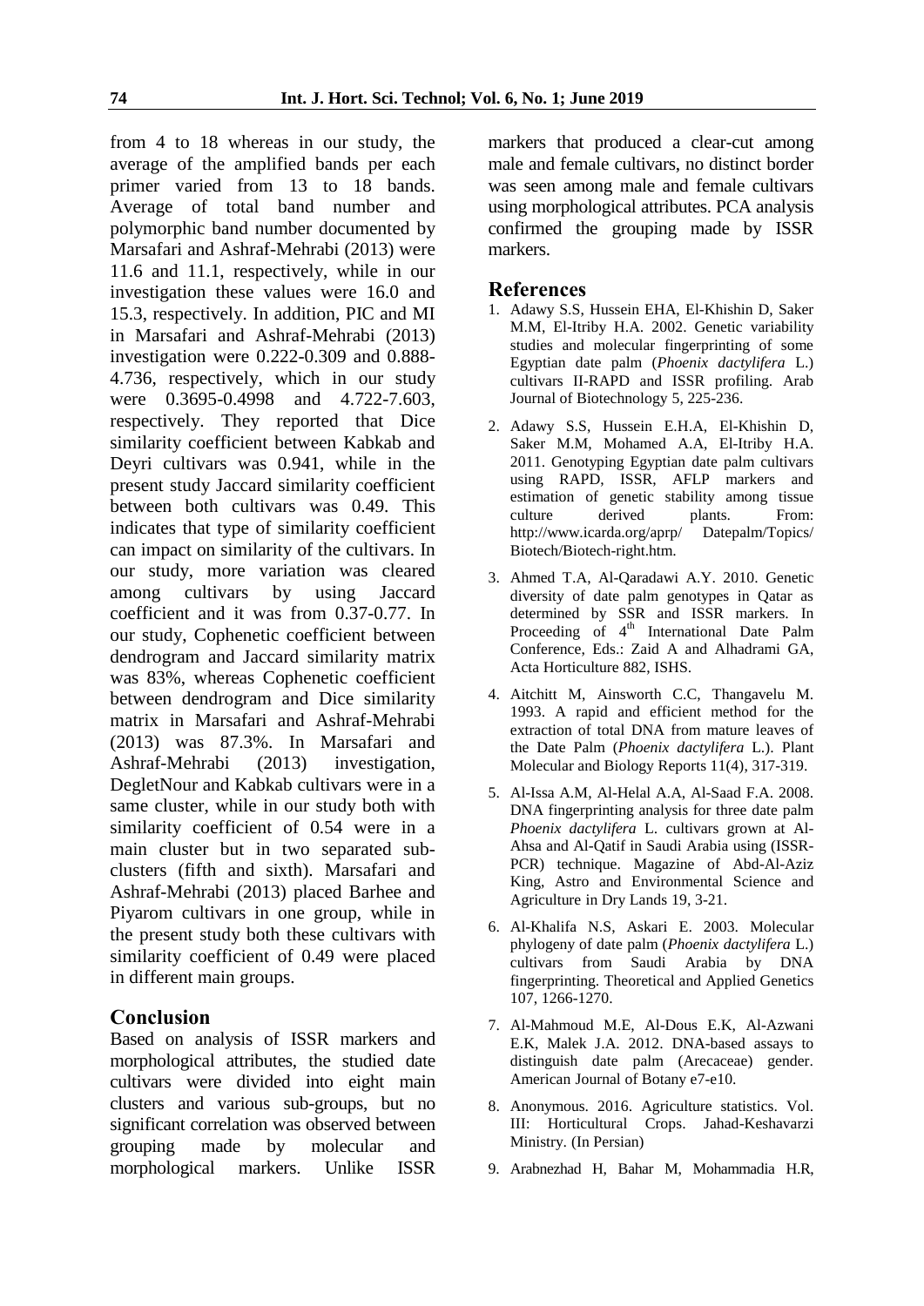from 4 to 18 whereas in our study, the average of the amplified bands per each primer varied from 13 to 18 bands. Average of total band number and polymorphic band number documented by Marsafari and Ashraf-Mehrabi (2013) were 11.6 and 11.1, respectively, while in our investigation these values were 16.0 and 15.3, respectively. In addition, PIC and MI in Marsafari and Ashraf-Mehrabi (2013) investigation were 0.222-0.309 and 0.888-4.736, respectively, which in our study were 0.3695-0.4998 and 4.722-7.603, respectively. They reported that Dice similarity coefficient between Kabkab and Deyri cultivars was 0.941, while in the present study Jaccard similarity coefficient between both cultivars was 0.49. This indicates that type of similarity coefficient can impact on similarity of the cultivars. In our study, more variation was cleared among cultivars by using Jaccard coefficient and it was from 0.37-0.77. In our study, Cophenetic coefficient between dendrogram and Jaccard similarity matrix was 83%, whereas Cophenetic coefficient between dendrogram and Dice similarity matrix in Marsafari and Ashraf-Mehrabi (2013) was 87.3%. In Marsafari and Ashraf-Mehrabi (2013) investigation, DegletNour and Kabkab cultivars were in a same cluster, while in our study both with similarity coefficient of 0.54 were in a main cluster but in two separated sub-clusters (fifth and sixth). Marsafari and Ashraf-Mehrabi (2013) placed Barhee and Piyarom cultivars in one group, while in the present study both these cultivars with similarity coefficient of 0.49 were placed in different main groups.

## Conclusion

Based on analysis of ISSR markers and morphological attributes, the studied date cultivars were divided into eight main clusters and various sub-groups, but no significant correlation was observed between grouping made by molecular and morphological markers. Unlike ISSR markers that produced a clear-cut among male and female cultivars, no distinct border was seen among male and female cultivars using morphological attributes. PCA analysis confirmed the grouping made by ISSR markers.

## References

1. Adawy S.S, Hussein EHA, El-Khishin D, Saker M.M, El-Itriby H.A. 2002. Genetic variability studies and molecular fingerprinting of some Egyptian date palm (*Phoenix dactylifera* L.) cultivars II-RAPD and ISSR profiling. Arab Journal of Biotechnology 5, 225-236.
2. Adawy S.S, Hussein E.H.A, El-Khishin D, Saker M.M, Mohamed A.A, El-Itriby H.A. 2011. Genotyping Egyptian date palm cultivars using RAPD, ISSR, AFLP markers and estimation of genetic stability among tissue culture derived plants. From: http://www.icarda.org/aprp/ Datepalm/Topics/ Biotech/Biotech-right.htm.
3. Ahmed T.A, Al-Qaradawi A.Y. 2010. Genetic diversity of date palm genotypes in Qatar as determined by SSR and ISSR markers. In Proceeding of 4th International Date Palm Conference, Eds.: Zaid A and Alhadrami GA, Acta Horticulture 882, ISHS.
4. Aitchitt M, Ainsworth C.C, Thangavelu M. 1993. A rapid and efficient method for the extraction of total DNA from mature leaves of the Date Palm (*Phoenix dactylifera* L.). Plant Molecular and Biology Reports 11(4), 317-319.
5. Al-Issa A.M, Al-Helal A.A, Al-Saad F.A. 2008. DNA fingerprinting analysis for three date palm *Phoenix dactylifera* L. cultivars grown at Al-Ahsa and Al-Qatif in Saudi Arabia using (ISSR-PCR) technique. Magazine of Abd-Al-Aziz King, Astro and Environmental Science and Agriculture in Dry Lands 19, 3-21.
6. Al-Khalifa N.S, Askari E. 2003. Molecular phylogeny of date palm (*Phoenix dactylifera* L.) cultivars from Saudi Arabia by DNA fingerprinting. Theoretical and Applied Genetics 107, 1266-1270.
7. Al-Mahmoud M.E, Al-Dous E.K, Al-Azwani E.K, Malek J.A. 2012. DNA-based assays to distinguish date palm (Arecaceae) gender. American Journal of Botany e7-e10.
8. Anonymous. 2016. Agriculture statistics. Vol. III: Horticultural Crops. Jahad-Keshavarzi Ministry. (In Persian)
9. Arabnezhad H, Bahar M, Mohammadia H.R,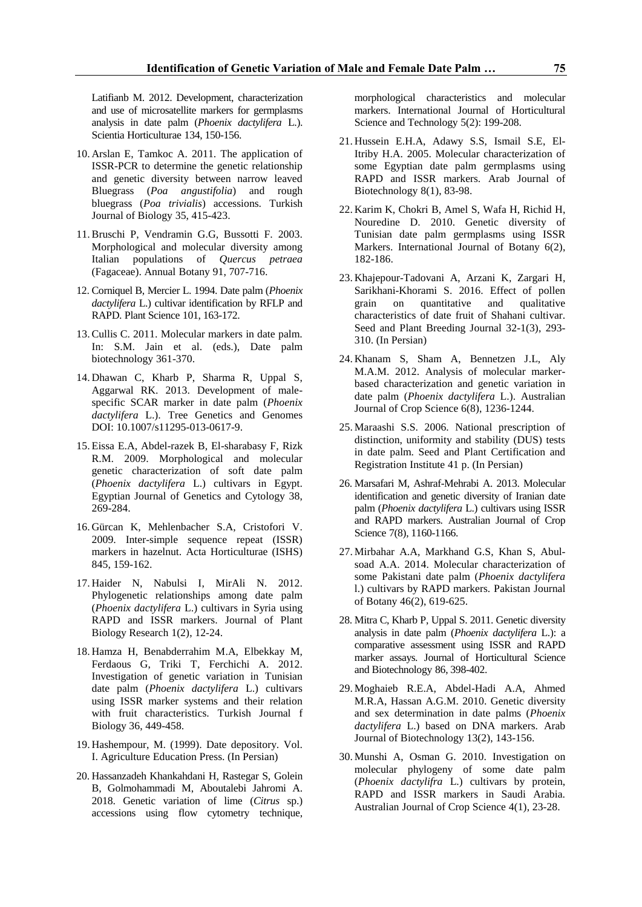Latifianb M. 2012. Development, characterization and use of microsatellite markers for germplasms analysis in date palm (*Phoenix dactylifera* L.). Scientia Horticulturae 134, 150-156.

10. Arslan E, Tamkoc A. 2011. The application of ISSR-PCR to determine the genetic relationship and genetic diversity between narrow leaved Bluegrass (*Poa angustifolia*) and rough bluegrass (*Poa trivialis*) accessions. Turkish Journal of Biology 35, 415-423.

11. Bruschi P, Vendramin G.G, Bussotti F. 2003. Morphological and molecular diversity among Italian populations of *Quercus petraea* (Fagaceae). Annual Botany 91, 707-716.

12. Corniquel B, Mercier L. 1994. Date palm (*Phoenix dactylifera* L.) cultivar identification by RFLP and RAPD. Plant Science 101, 163-172.

13. Cullis C. 2011. Molecular markers in date palm. In: S.M. Jain et al. (eds.), Date palm biotechnology 361-370.

14. Dhawan C, Kharb P, Sharma R, Uppal S, Aggarwal RK. 2013. Development of male-specific SCAR marker in date palm (*Phoenix dactylifera* L.). Tree Genetics and Genomes DOI: 10.1007/s11295-013-0617-9.

15. Eissa E.A, Abdel-razek B, El-sharabasy F, Rizk R.M. 2009. Morphological and molecular genetic characterization of soft date palm (*Phoenix dactylifera* L.) cultivars in Egypt. Egyptian Journal of Genetics and Cytology 38, 269-284.

16. Gürcan K, Mehlenbacher S.A, Cristofori V. 2009. Inter-simple sequence repeat (ISSR) markers in hazelnut. Acta Horticulturae (ISHS) 845, 159-162.

17. Haider N, Nabulsi I, MirAli N. 2012. Phylogenetic relationships among date palm (*Phoenix dactylifera* L.) cultivars in Syria using RAPD and ISSR markers. Journal of Plant Biology Research 1(2), 12-24.

18. Hamza H, Benabderrahim M.A, Elbekkay M, Ferdaous G, Triki T, Ferchichi A. 2012. Investigation of genetic variation in Tunisian date palm (*Phoenix dactylifera* L.) cultivars using ISSR marker systems and their relation with fruit characteristics. Turkish Journal f Biology 36, 449-458.

19. Hashempour, M. (1999). Date depository. Vol. I. Agriculture Education Press. (In Persian)

20. Hassanzadeh Khankahdani H, Rastegar S, Golein B, Golmohammadi M, Aboutalebi Jahromi A. 2018. Genetic variation of lime (*Citrus* sp.) accessions using flow cytometry technique, morphological characteristics and molecular markers. International Journal of Horticultural Science and Technology 5(2): 199-208.

21. Hussein E.H.A, Adawy S.S, Ismail S.E, El-Itriby H.A. 2005. Molecular characterization of some Egyptian date palm germplasms using RAPD and ISSR markers. Arab Journal of Biotechnology 8(1), 83-98.

22. Karim K, Chokri B, Amel S, Wafa H, Richid H, Nouredine D. 2010. Genetic diversity of Tunisian date palm germplasms using ISSR Markers. International Journal of Botany 6(2), 182-186.

23. Khajepour-Tadovani A, Arzani K, Zargari H, Sarikhani-Khorami S. 2016. Effect of pollen grain on quantitative and qualitative characteristics of date fruit of Shahani cultivar. Seed and Plant Breeding Journal 32-1(3), 293-310. (In Persian)

24. Khanam S, Sham A, Bennetzen J.L, Aly M.A.M. 2012. Analysis of molecular marker-based characterization and genetic variation in date palm (*Phoenix dactylifera* L.). Australian Journal of Crop Science 6(8), 1236-1244.

25. Maraashi S.S. 2006. National prescription of distinction, uniformity and stability (DUS) tests in date palm. Seed and Plant Certification and Registration Institute 41 p. (In Persian)

26. Marsafari M, Ashraf-Mehrabi A. 2013. Molecular identification and genetic diversity of Iranian date palm (*Phoenix dactylifera* L.) cultivars using ISSR and RAPD markers. Australian Journal of Crop Science 7(8), 1160-1166.

27. Mirbahar A.A, Markhand G.S, Khan S, Abul-soad A.A. 2014. Molecular characterization of some Pakistani date palm (*Phoenix dactylifera* l.) cultivars by RAPD markers. Pakistan Journal of Botany 46(2), 619-625.

28. Mitra C, Kharb P, Uppal S. 2011. Genetic diversity analysis in date palm (*Phoenix dactylifera* L.): a comparative assessment using ISSR and RAPD marker assays. Journal of Horticultural Science and Biotechnology 86, 398-402.

29. Moghaieb R.E.A, Abdel-Hadi A.A, Ahmed M.R.A, Hassan A.G.M. 2010. Genetic diversity and sex determination in date palms (*Phoenix dactylifera* L.) based on DNA markers. Arab Journal of Biotechnology 13(2), 143-156.

30. Munshi A, Osman G. 2010. Investigation on molecular phylogeny of some date palm (*Phoenix dactylifra* L.) cultivars by protein, RAPD and ISSR markers in Saudi Arabia. Australian Journal of Crop Science 4(1), 23-28.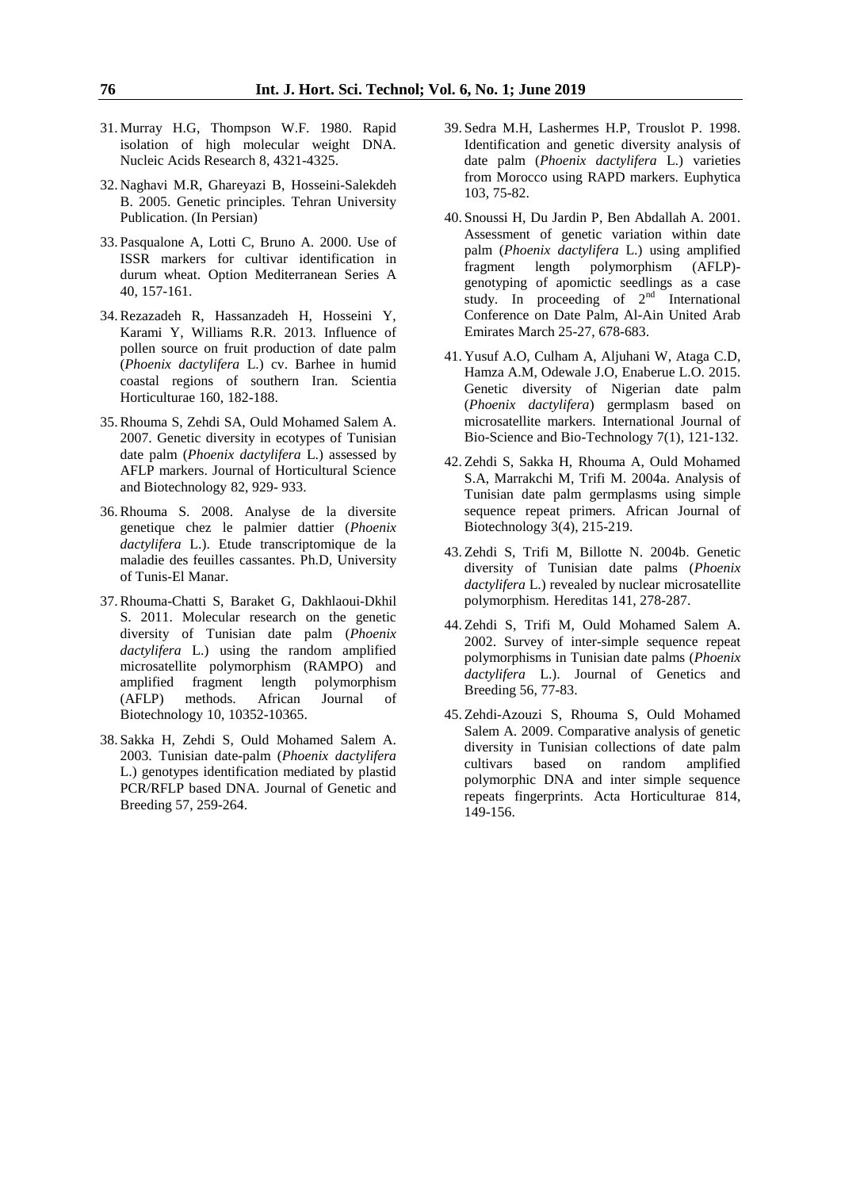31. Murray H.G, Thompson W.F. 1980. Rapid isolation of high molecular weight DNA. Nucleic Acids Research 8, 4321-4325.

32. Naghavi M.R, Ghareyazi B, Hosseini-Salekdeh B. 2005. Genetic principles. Tehran University Publication. (In Persian)

33. Pasqualone A, Lotti C, Bruno A. 2000. Use of ISSR markers for cultivar identification in durum wheat. Option Mediterranean Series A 40, 157-161.

34. Rezazadeh R, Hassanzadeh H, Hosseini Y, Karami Y, Williams R.R. 2013. Influence of pollen source on fruit production of date palm (*Phoenix dactylifera* L.) cv. Barhee in humid coastal regions of southern Iran. Scientia Horticulturae 160, 182-188.

35. Rhouma S, Zehdi SA, Ould Mohamed Salem A. 2007. Genetic diversity in ecotypes of Tunisian date palm (*Phoenix dactylifera* L.) assessed by AFLP markers. Journal of Horticultural Science and Biotechnology 82, 929- 933.

36. Rhouma S. 2008. Analyse de la diversite genetique chez le palmier dattier (*Phoenix dactylifera* L.). Etude transcriptomique de la maladie des feuilles cassantes. Ph.D, University of Tunis-El Manar.

37. Rhouma-Chatti S, Baraket G, Dakhlaoui-Dkhil S. 2011. Molecular research on the genetic diversity of Tunisian date palm (*Phoenix dactylifera* L.) using the random amplified microsatellite polymorphism (RAMPO) and amplified fragment length polymorphism (AFLP) methods. African Journal of Biotechnology 10, 10352-10365.

38. Sakka H, Zehdi S, Ould Mohamed Salem A. 2003. Tunisian date-palm (*Phoenix dactylifera* L.) genotypes identification mediated by plastid PCR/RFLP based DNA. Journal of Genetic and Breeding 57, 259-264.

39. Sedra M.H, Lashermes H.P, Trouslot P. 1998. Identification and genetic diversity analysis of date palm (*Phoenix dactylifera* L.) varieties from Morocco using RAPD markers. Euphytica 103, 75-82.

40. Snoussi H, Du Jardin P, Ben Abdallah A. 2001. Assessment of genetic variation within date palm (*Phoenix dactylifera* L.) using amplified fragment length polymorphism (AFLP)-genotyping of apomictic seedlings as a case study. In proceeding of 2nd International Conference on Date Palm, Al-Ain United Arab Emirates March 25-27, 678-683.

41. Yusuf A.O, Culham A, Aljuhani W, Ataga C.D, Hamza A.M, Odewale J.O, Enaberue L.O. 2015. Genetic diversity of Nigerian date palm (*Phoenix dactylifera*) germplasm based on microsatellite markers. International Journal of Bio-Science and Bio-Technology 7(1), 121-132.

42. Zehdi S, Sakka H, Rhouma A, Ould Mohamed S.A, Marrakchi M, Trifi M. 2004a. Analysis of Tunisian date palm germplasms using simple sequence repeat primers. African Journal of Biotechnology 3(4), 215-219.

43. Zehdi S, Trifi M, Billotte N. 2004b. Genetic diversity of Tunisian date palms (*Phoenix dactylifera* L.) revealed by nuclear microsatellite polymorphism. Hereditas 141, 278-287.

44. Zehdi S, Trifi M, Ould Mohamed Salem A. 2002. Survey of inter-simple sequence repeat polymorphisms in Tunisian date palms (*Phoenix dactylifera* L.). Journal of Genetics and Breeding 56, 77-83.

45. Zehdi-Azouzi S, Rhouma S, Ould Mohamed Salem A. 2009. Comparative analysis of genetic diversity in Tunisian collections of date palm cultivars based on random amplified polymorphic DNA and inter simple sequence repeats fingerprints. Acta Horticulturae 814, 149-156.